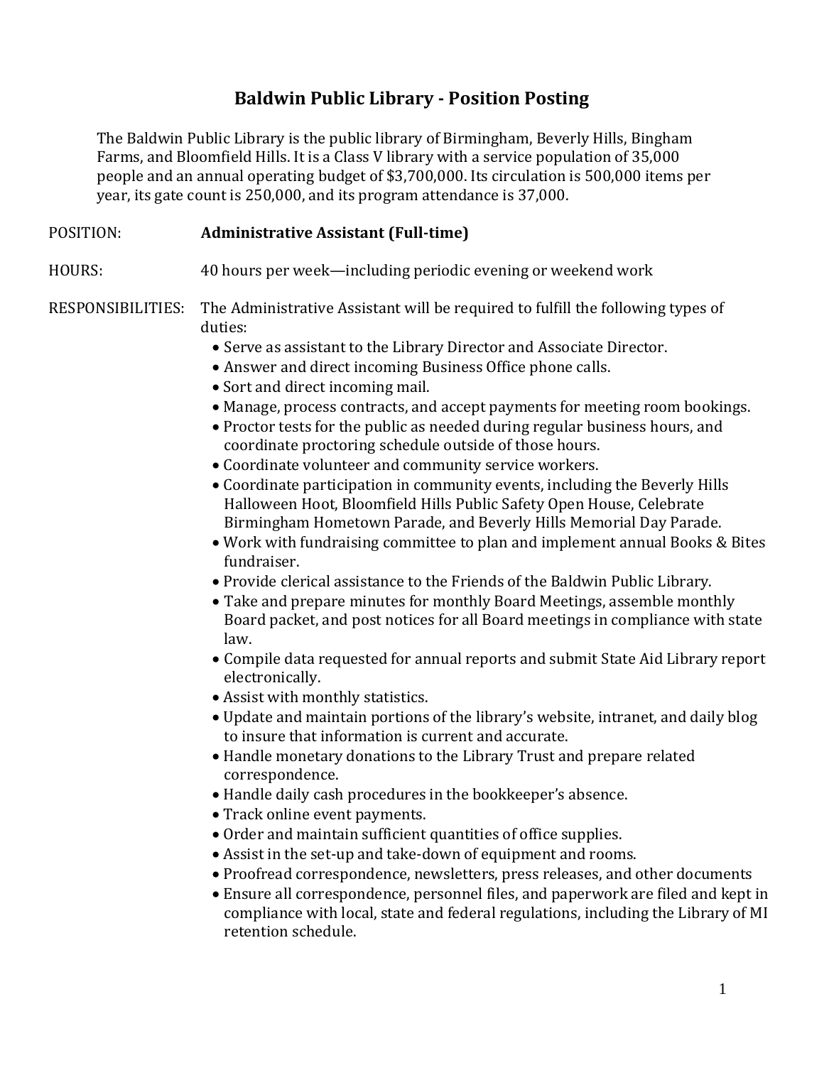# Baldwin Public Library - Position Posting

The Baldwin Public Library is the public library of Birmingham, Beverly Hills, Bingham Farms, and Bloomfield Hills. It is a Class V library with a service population of 35,000 people and an annual operating budget of $3,700,000. Its circulation is 500,000 items per year, its gate count is 250,000, and its program attendance is 37,000.

POSITION: **Administrative Assistant (Full-time)**

HOURS: 40 hours per week—including periodic evening or weekend work

RESPONSIBILITIES: The Administrative Assistant will be required to fulfill the following types of duties:

- Serve as assistant to the Library Director and Associate Director.
- Answer and direct incoming Business Office phone calls.
- Sort and direct incoming mail.
- Manage, process contracts, and accept payments for meeting room bookings.
- Proctor tests for the public as needed during regular business hours, and coordinate proctoring schedule outside of those hours.
- Coordinate volunteer and community service workers.
- Coordinate participation in community events, including the Beverly Hills Halloween Hoot, Bloomfield Hills Public Safety Open House, Celebrate Birmingham Hometown Parade, and Beverly Hills Memorial Day Parade.
- Work with fundraising committee to plan and implement annual Books & Bites fundraiser.
- Provide clerical assistance to the Friends of the Baldwin Public Library.
- Take and prepare minutes for monthly Board Meetings, assemble monthly Board packet, and post notices for all Board meetings in compliance with state law.
- Compile data requested for annual reports and submit State Aid Library report electronically.
- Assist with monthly statistics.
- Update and maintain portions of the library's website, intranet, and daily blog to insure that information is current and accurate.
- Handle monetary donations to the Library Trust and prepare related correspondence.
- Handle daily cash procedures in the bookkeeper's absence.
- Track online event payments.
- Order and maintain sufficient quantities of office supplies.
- Assist in the set-up and take-down of equipment and rooms.
- Proofread correspondence, newsletters, press releases, and other documents
- Ensure all correspondence, personnel files, and paperwork are filed and kept in compliance with local, state and federal regulations, including the Library of MI retention schedule.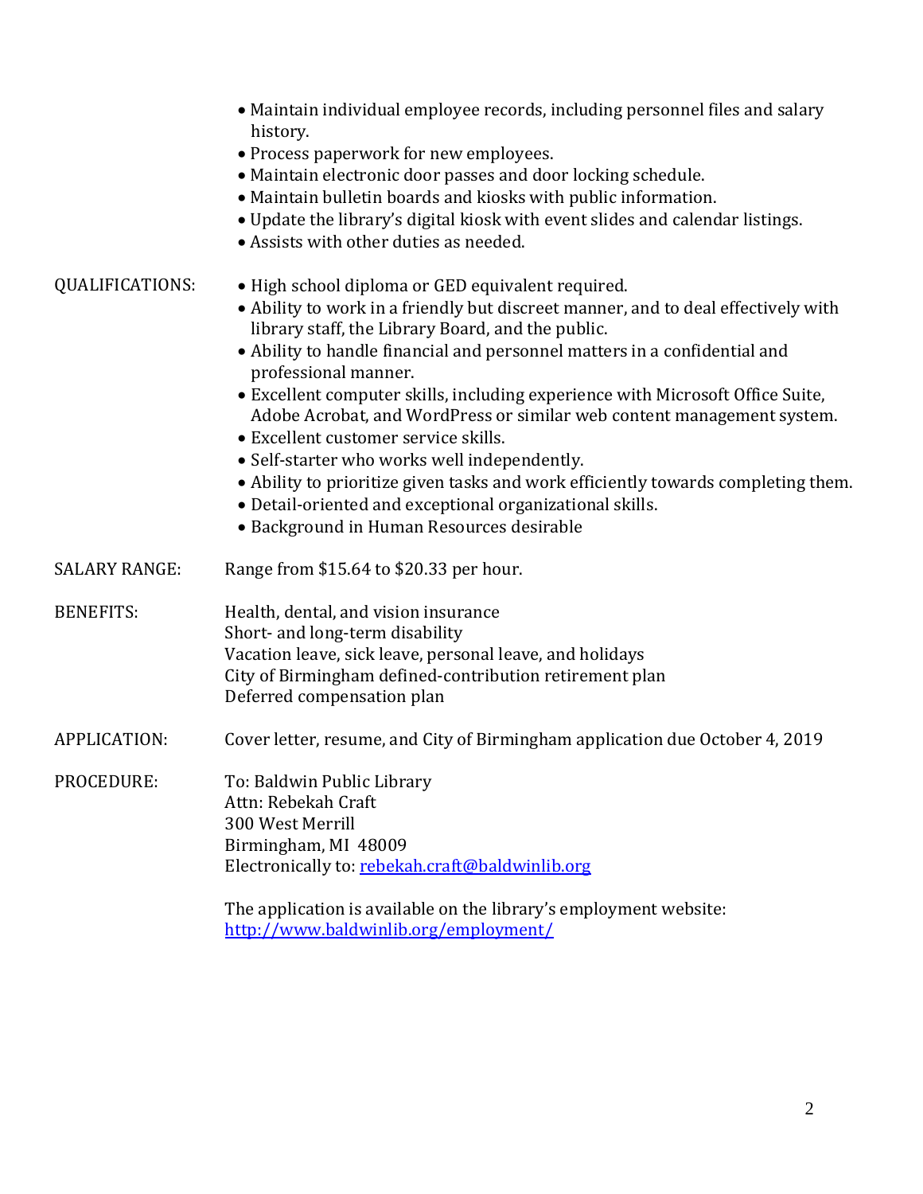- Maintain individual employee records, including personnel files and salary history.
- Process paperwork for new employees.
- Maintain electronic door passes and door locking schedule.
- Maintain bulletin boards and kiosks with public information.
- Update the library's digital kiosk with event slides and calendar listings.
- Assists with other duties as needed.

QUALIFICATIONS:

- High school diploma or GED equivalent required.
- Ability to work in a friendly but discreet manner, and to deal effectively with library staff, the Library Board, and the public.
- Ability to handle financial and personnel matters in a confidential and professional manner.
- Excellent computer skills, including experience with Microsoft Office Suite, Adobe Acrobat, and WordPress or similar web content management system.
- Excellent customer service skills.
- Self-starter who works well independently.
- Ability to prioritize given tasks and work efficiently towards completing them.
- Detail-oriented and exceptional organizational skills.
- Background in Human Resources desirable

SALARY RANGE: Range from $15.64 to $20.33 per hour.

BENEFITS:

Health, dental, and vision insurance
Short- and long-term disability
Vacation leave, sick leave, personal leave, and holidays
City of Birmingham defined-contribution retirement plan
Deferred compensation plan

APPLICATION: Cover letter, resume, and City of Birmingham application due October 4, 2019

PROCEDURE:

To: Baldwin Public Library
Attn: Rebekah Craft
300 West Merrill
Birmingham, MI 48009
Electronically to: [rebekah.craft@baldwinlib.org](mailto:rebekah.craft@baldwinlib.org)

The application is available on the library's employment website:
[http://www.baldwinlib.org/employment/](http://www.baldwinlib.org/employment/)